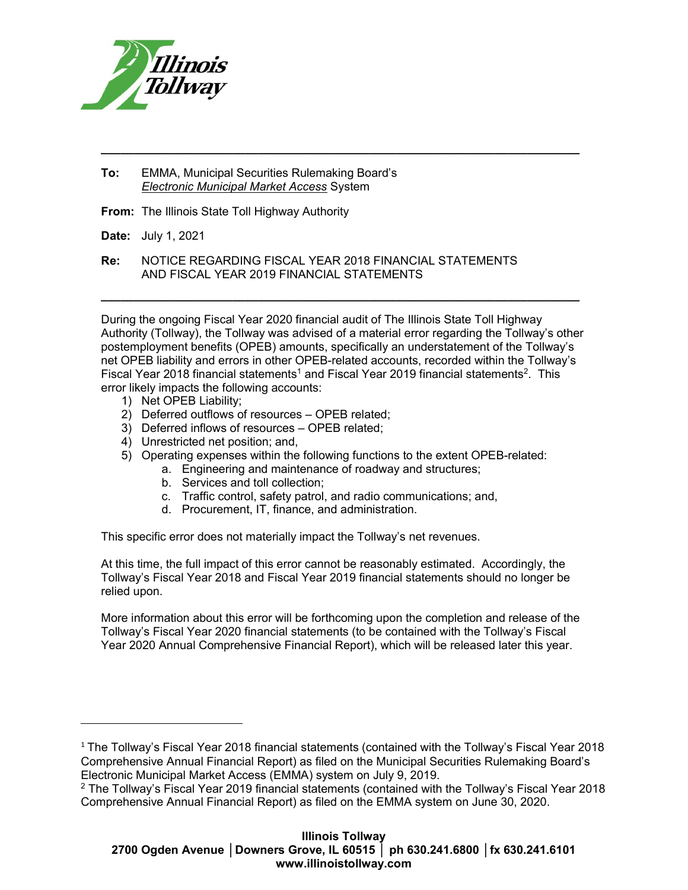**To:** EMMA, Municipal Securities Rulemaking Board's *Electronic Municipal Market Access* System

**From:** The Illinois State Toll Highway Authority

**Date:** July 1, 2021

**Re:** NOTICE REGARDING FISCAL YEAR 2018 FINANCIAL STATEMENTS AND FISCAL YEAR 2019 FINANCIAL STATEMENTS

---

During the ongoing Fiscal Year 2020 financial audit of The Illinois State Toll Highway Authority (Tollway), the Tollway was advised of a material error regarding the Tollway's other postemployment benefits (OPEB) amounts, specifically an understatement of the Tollway's net OPEB liability and errors in other OPEB-related accounts, recorded within the Tollway's Fiscal Year 2018 financial statements[1] and Fiscal Year 2019 financial statements[2]. This error likely impacts the following accounts:

1) Net OPEB Liability;
2) Deferred outflows of resources – OPEB related;
3) Deferred inflows of resources – OPEB related;
4) Unrestricted net position; and,
5) Operating expenses within the following functions to the extent OPEB-related:
   a. Engineering and maintenance of roadway and structures;
   b. Services and toll collection;
   c. Traffic control, safety patrol, and radio communications; and,
   d. Procurement, IT, finance, and administration.

This specific error does not materially impact the Tollway's net revenues.

At this time, the full impact of this error cannot be reasonably estimated. Accordingly, the Tollway's Fiscal Year 2018 and Fiscal Year 2019 financial statements should no longer be relied upon.

More information about this error will be forthcoming upon the completion and release of the Tollway's Fiscal Year 2020 financial statements (to be contained with the Tollway's Fiscal Year 2020 Annual Comprehensive Financial Report), which will be released later this year.

---

[1] The Tollway's Fiscal Year 2018 financial statements (contained with the Tollway's Fiscal Year 2018 Comprehensive Annual Financial Report) as filed on the Municipal Securities Rulemaking Board's Electronic Municipal Market Access (EMMA) system on July 9, 2019.

[2] The Tollway's Fiscal Year 2019 financial statements (contained with the Tollway's Fiscal Year 2018 Comprehensive Annual Financial Report) as filed on the EMMA system on June 30, 2020.

**Illinois Tollway**
**2700 Ogden Avenue │Downers Grove, IL 60515 │ ph 630.241.6800 │fx 630.241.6101**
**www.illinoistollway.com**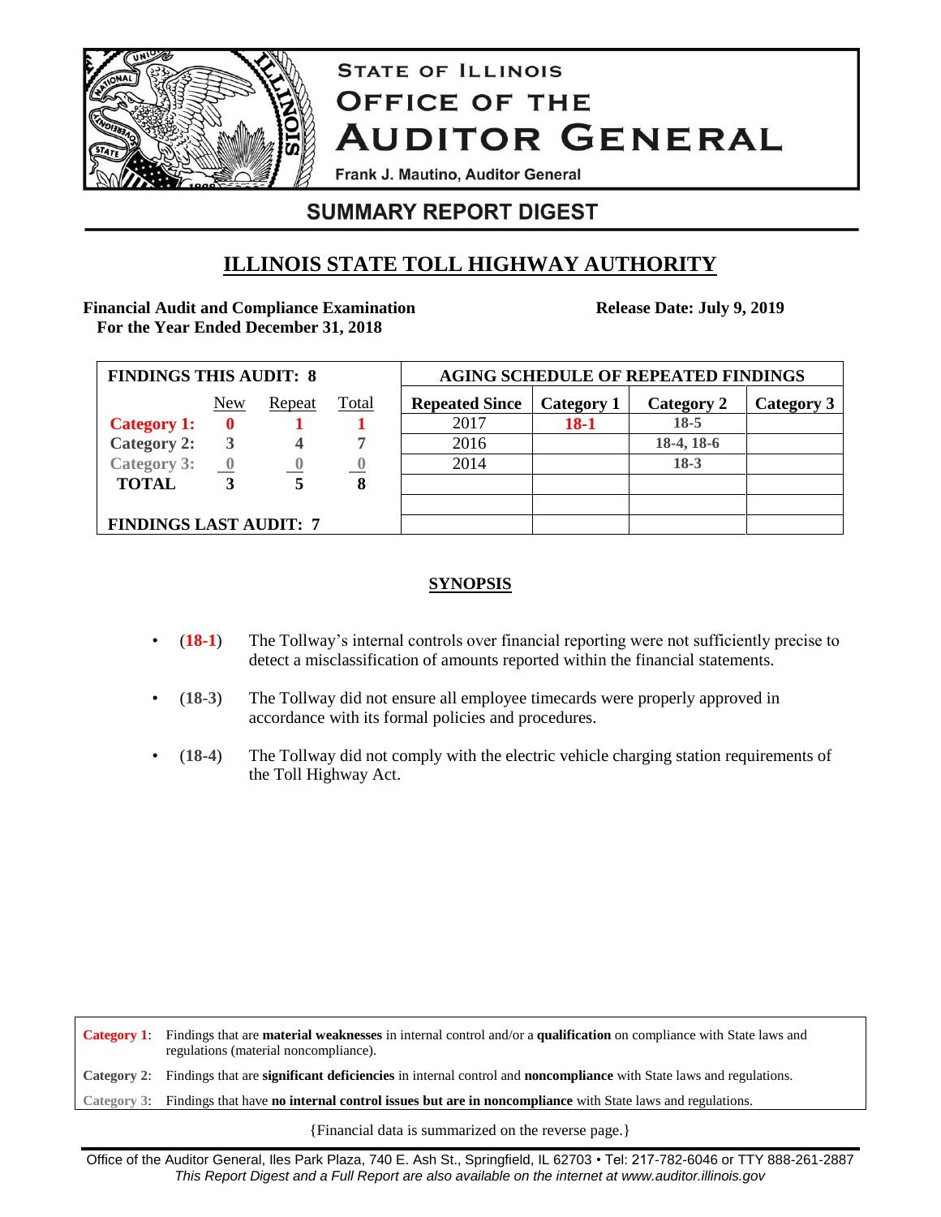# STATE OF ILLINOIS
# OFFICE OF THE AUDITOR GENERAL

Frank J. Mautino, Auditor General

## SUMMARY REPORT DIGEST

## ILLINOIS STATE TOLL HIGHWAY AUTHORITY

**Financial Audit and Compliance Examination**
**For the Year Ended December 31, 2018**

**Release Date: July 9, 2019**

| FINDINGS THIS AUDIT: 8 | New | Repeat | Total |
|---|---|---|---|
| **Category 1:** | **0** | **1** | **1** |
| **Category 2:** | **3** | **4** | **7** |
| **Category 3:** | **0** | **0** | **0** |
| **TOTAL** | **3** | **5** | **8** |

**FINDINGS LAST AUDIT: 7**

| AGING SCHEDULE OF REPEATED FINDINGS | | | |
|---|---|---|---|
| **Repeated Since** | **Category 1** | **Category 2** | **Category 3** |
| 2017 | **18-1** | **18-5** | |
| 2016 | | **18-4, 18-6** | |
| 2014 | | **18-3** | |

## SYNOPSIS

- (**18-1**) The Tollway's internal controls over financial reporting were not sufficiently precise to detect a misclassification of amounts reported within the financial statements.
- (**18-3**) The Tollway did not ensure all employee timecards were properly approved in accordance with its formal policies and procedures.
- (**18-4**) The Tollway did not comply with the electric vehicle charging station requirements of the Toll Highway Act.

| | |
|---|---|
| **Category 1**: | Findings that are **material weaknesses** in internal control and/or a **qualification** on compliance with State laws and regulations (material noncompliance). |
| **Category 2**: | Findings that are **significant deficiencies** in internal control and **noncompliance** with State laws and regulations. |
| **Category 3**: | Findings that have **no internal control issues but are in noncompliance** with State laws and regulations. |

{Financial data is summarized on the reverse page.}

Office of the Auditor General, Iles Park Plaza, 740 E. Ash St., Springfield, IL 62703 • Tel: 217-782-6046 or TTY 888-261-2887
*This Report Digest and a Full Report are also available on the internet at www.auditor.illinois.gov*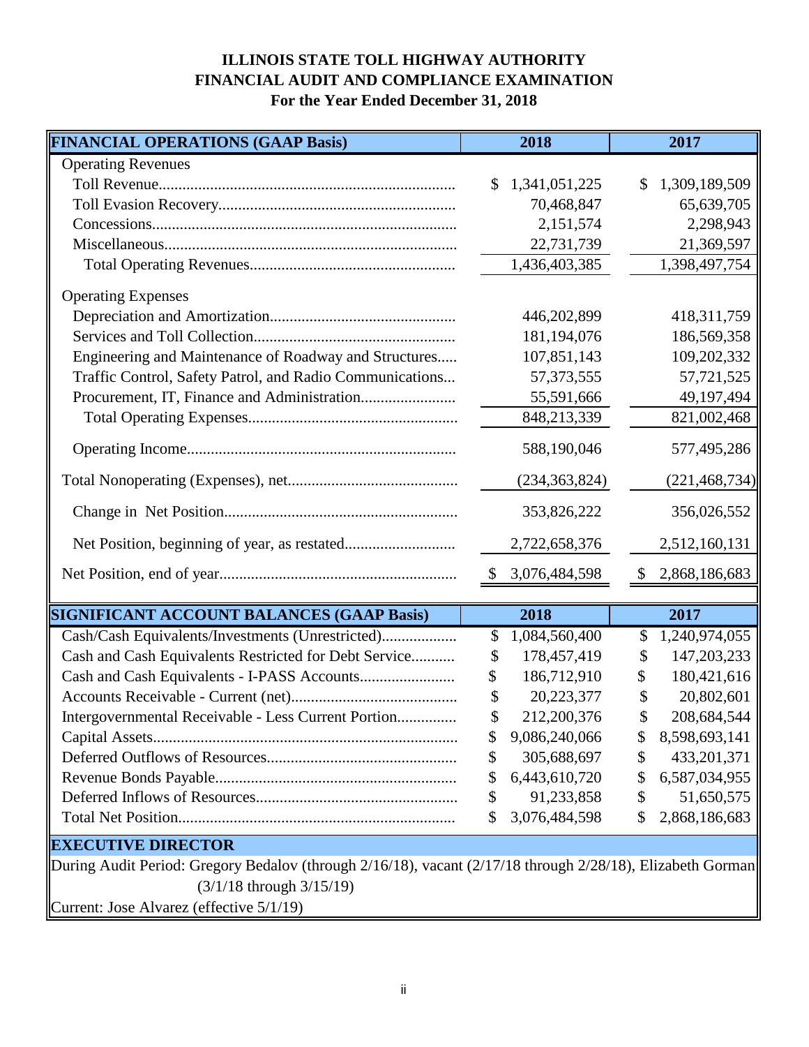# ILLINOIS STATE TOLL HIGHWAY AUTHORITY
## FINANCIAL AUDIT AND COMPLIANCE EXAMINATION
### For the Year Ended December 31, 2018

| FINANCIAL OPERATIONS (GAAP Basis) | 2018 | 2017 |
|---|---|---|
| Operating Revenues | | |
| Toll Revenue | $ 1,341,051,225 | $ 1,309,189,509 |
| Toll Evasion Recovery | 70,468,847 | 65,639,705 |
| Concessions | 2,151,574 | 2,298,943 |
| Miscellaneous | 22,731,739 | 21,369,597 |
| Total Operating Revenues | 1,436,403,385 | 1,398,497,754 |
| Operating Expenses | | |
| Depreciation and Amortization | 446,202,899 | 418,311,759 |
| Services and Toll Collection | 181,194,076 | 186,569,358 |
| Engineering and Maintenance of Roadway and Structures | 107,851,143 | 109,202,332 |
| Traffic Control, Safety Patrol, and Radio Communications | 57,373,555 | 57,721,525 |
| Procurement, IT, Finance and Administration | 55,591,666 | 49,197,494 |
| Total Operating Expenses | 848,213,339 | 821,002,468 |
| Operating Income | 588,190,046 | 577,495,286 |
| Total Nonoperating (Expenses), net | (234,363,824) | (221,468,734) |
| Change in Net Position | 353,826,222 | 356,026,552 |
| Net Position, beginning of year, as restated | 2,722,658,376 | 2,512,160,131 |
| Net Position, end of year | $ 3,076,484,598 | $ 2,868,186,683 |

| SIGNIFICANT ACCOUNT BALANCES (GAAP Basis) | 2018 | 2017 |
|---|---|---|
| Cash/Cash Equivalents/Investments (Unrestricted) | $ 1,084,560,400 | $ 1,240,974,055 |
| Cash and Cash Equivalents Restricted for Debt Service | $ 178,457,419 | $ 147,203,233 |
| Cash and Cash Equivalents - I-PASS Accounts | $ 186,712,910 | $ 180,421,616 |
| Accounts Receivable - Current (net) | $ 20,223,377 | $ 20,802,601 |
| Intergovernmental Receivable - Less Current Portion | $ 212,200,376 | $ 208,684,544 |
| Capital Assets | $ 9,086,240,066 | $ 8,598,693,141 |
| Deferred Outflows of Resources | $ 305,688,697 | $ 433,201,371 |
| Revenue Bonds Payable | $ 6,443,610,720 | $ 6,587,034,955 |
| Deferred Inflows of Resources | $ 91,233,858 | $ 51,650,575 |
| Total Net Position | $ 3,076,484,598 | $ 2,868,186,683 |

**EXECUTIVE DIRECTOR**

During Audit Period: Gregory Bedalov (through 2/16/18), vacant (2/17/18 through 2/28/18), Elizabeth Gorman (3/1/18 through 3/15/19)

Current: Jose Alvarez (effective 5/1/19)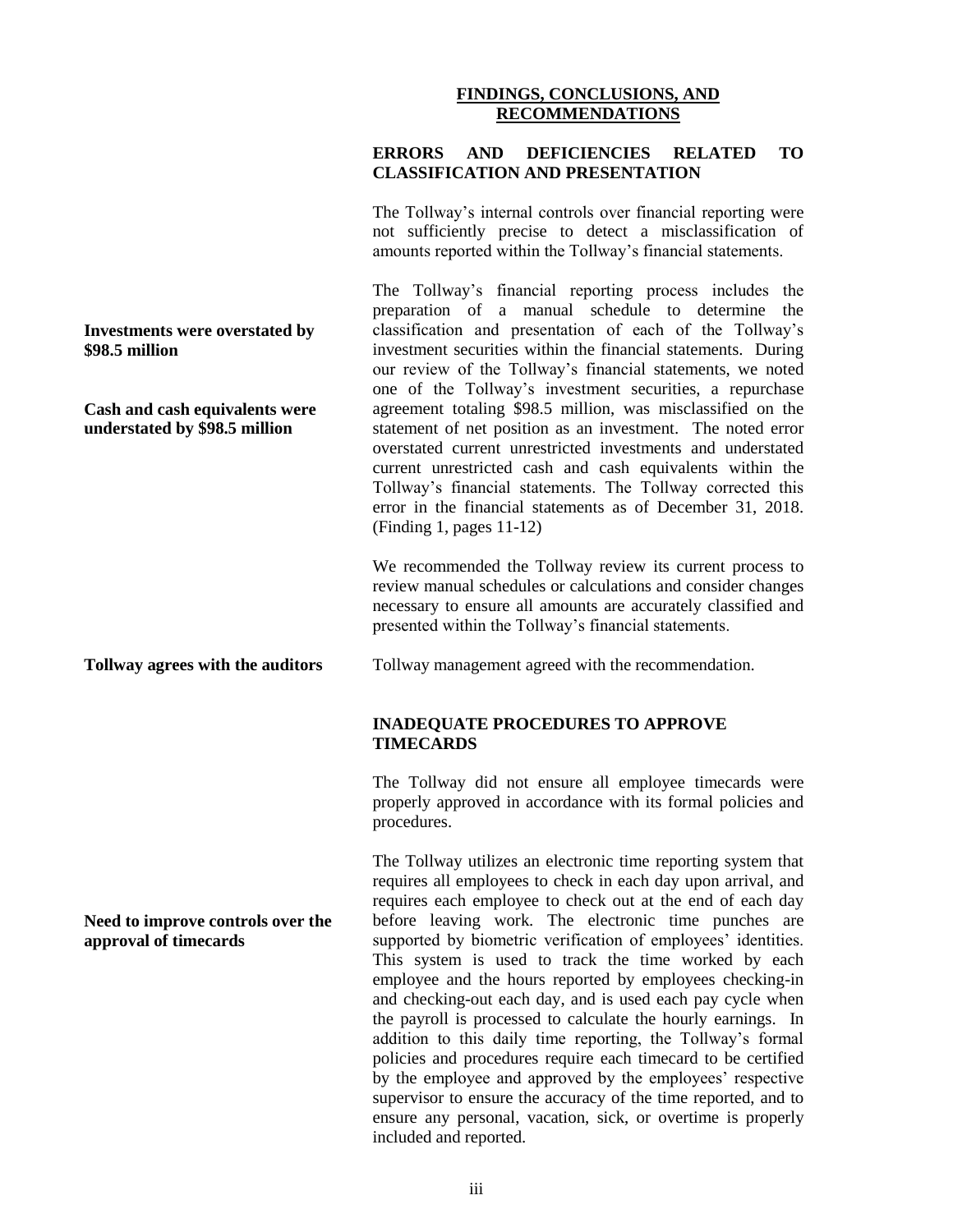## FINDINGS, CONCLUSIONS, AND RECOMMENDATIONS

### ERRORS AND DEFICIENCIES RELATED TO CLASSIFICATION AND PRESENTATION

The Tollway's internal controls over financial reporting were not sufficiently precise to detect a misclassification of amounts reported within the Tollway's financial statements.

**Investments were overstated by $98.5 million**

**Cash and cash equivalents were understated by $98.5 million**

The Tollway's financial reporting process includes the preparation of a manual schedule to determine the classification and presentation of each of the Tollway's investment securities within the financial statements. During our review of the Tollway's financial statements, we noted one of the Tollway's investment securities, a repurchase agreement totaling $98.5 million, was misclassified on the statement of net position as an investment. The noted error overstated current unrestricted investments and understated current unrestricted cash and cash equivalents within the Tollway's financial statements. The Tollway corrected this error in the financial statements as of December 31, 2018. (Finding 1, pages 11-12)

We recommended the Tollway review its current process to review manual schedules or calculations and consider changes necessary to ensure all amounts are accurately classified and presented within the Tollway's financial statements.

**Tollway agrees with the auditors**

Tollway management agreed with the recommendation.

### INADEQUATE PROCEDURES TO APPROVE TIMECARDS

The Tollway did not ensure all employee timecards were properly approved in accordance with its formal policies and procedures.

**Need to improve controls over the approval of timecards**

The Tollway utilizes an electronic time reporting system that requires all employees to check in each day upon arrival, and requires each employee to check out at the end of each day before leaving work. The electronic time punches are supported by biometric verification of employees' identities. This system is used to track the time worked by each employee and the hours reported by employees checking-in and checking-out each day, and is used each pay cycle when the payroll is processed to calculate the hourly earnings. In addition to this daily time reporting, the Tollway's formal policies and procedures require each timecard to be certified by the employee and approved by the employees' respective supervisor to ensure the accuracy of the time reported, and to ensure any personal, vacation, sick, or overtime is properly included and reported.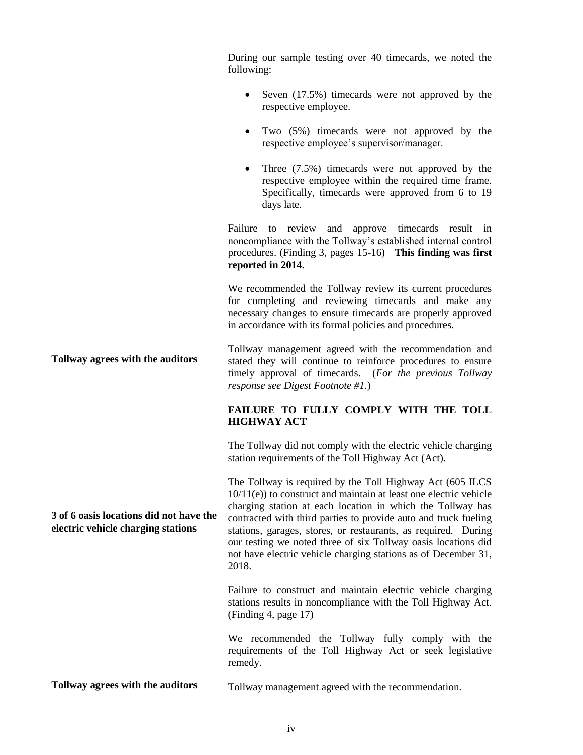During our sample testing over 40 timecards, we noted the following:

- Seven (17.5%) timecards were not approved by the respective employee.
- Two (5%) timecards were not approved by the respective employee's supervisor/manager.
- Three (7.5%) timecards were not approved by the respective employee within the required time frame. Specifically, timecards were approved from 6 to 19 days late.

Failure to review and approve timecards result in noncompliance with the Tollway's established internal control procedures. (Finding 3, pages 15-16) **This finding was first reported in 2014.**

We recommended the Tollway review its current procedures for completing and reviewing timecards and make any necessary changes to ensure timecards are properly approved in accordance with its formal policies and procedures.

**Tollway agrees with the auditors**

Tollway management agreed with the recommendation and stated they will continue to reinforce procedures to ensure timely approval of timecards. (*For the previous Tollway response see Digest Footnote #1.*)

**FAILURE TO FULLY COMPLY WITH THE TOLL HIGHWAY ACT**

The Tollway did not comply with the electric vehicle charging station requirements of the Toll Highway Act (Act).

**3 of 6 oasis locations did not have the electric vehicle charging stations**

The Tollway is required by the Toll Highway Act (605 ILCS 10/11(e)) to construct and maintain at least one electric vehicle charging station at each location in which the Tollway has contracted with third parties to provide auto and truck fueling stations, garages, stores, or restaurants, as required. During our testing we noted three of six Tollway oasis locations did not have electric vehicle charging stations as of December 31, 2018.

Failure to construct and maintain electric vehicle charging stations results in noncompliance with the Toll Highway Act. (Finding 4, page 17)

We recommended the Tollway fully comply with the requirements of the Toll Highway Act or seek legislative remedy.

**Tollway agrees with the auditors**

Tollway management agreed with the recommendation.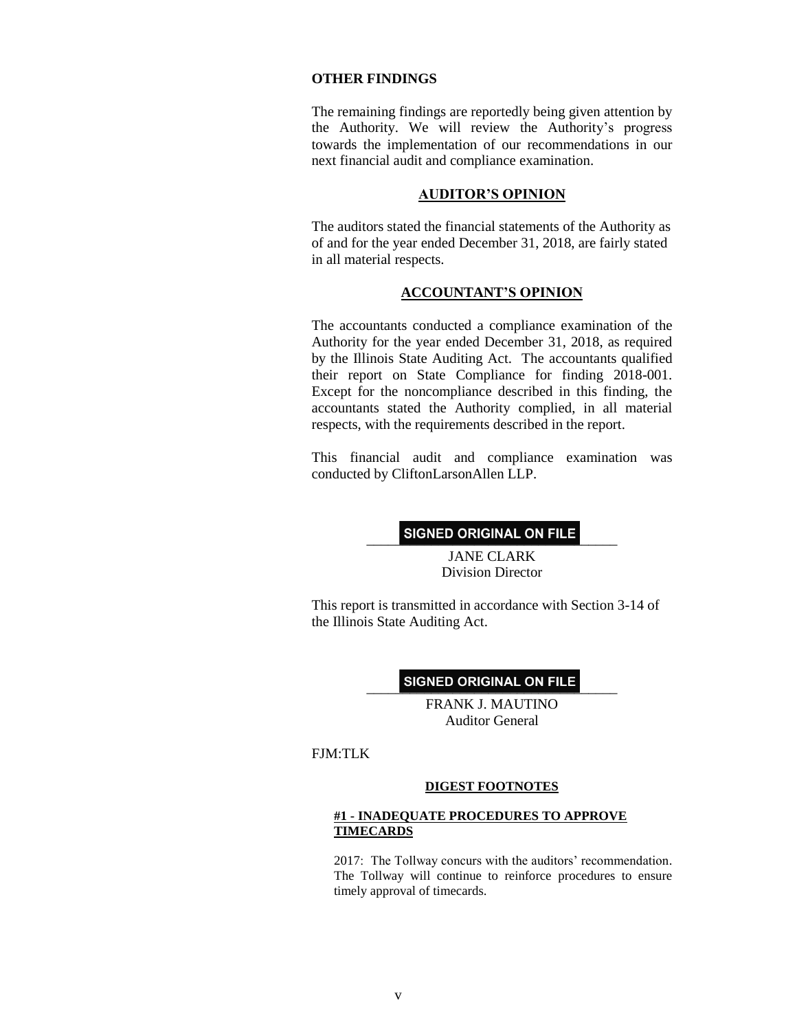**OTHER FINDINGS**

The remaining findings are reportedly being given attention by the Authority. We will review the Authority's progress towards the implementation of our recommendations in our next financial audit and compliance examination.

**AUDITOR'S OPINION**

The auditors stated the financial statements of the Authority as of and for the year ended December 31, 2018, are fairly stated in all material respects.

**ACCOUNTANT'S OPINION**

The accountants conducted a compliance examination of the Authority for the year ended December 31, 2018, as required by the Illinois State Auditing Act. The accountants qualified their report on State Compliance for finding 2018-001. Except for the noncompliance described in this finding, the accountants stated the Authority complied, in all material respects, with the requirements described in the report.

This financial audit and compliance examination was conducted by CliftonLarsonAllen LLP.

SIGNED ORIGINAL ON FILE

JANE CLARK
Division Director

This report is transmitted in accordance with Section 3-14 of the Illinois State Auditing Act.

SIGNED ORIGINAL ON FILE

FRANK J. MAUTINO
Auditor General

FJM:TLK

**DIGEST FOOTNOTES**

**#1 - INADEQUATE PROCEDURES TO APPROVE TIMECARDS**

2017: The Tollway concurs with the auditors' recommendation. The Tollway will continue to reinforce procedures to ensure timely approval of timecards.